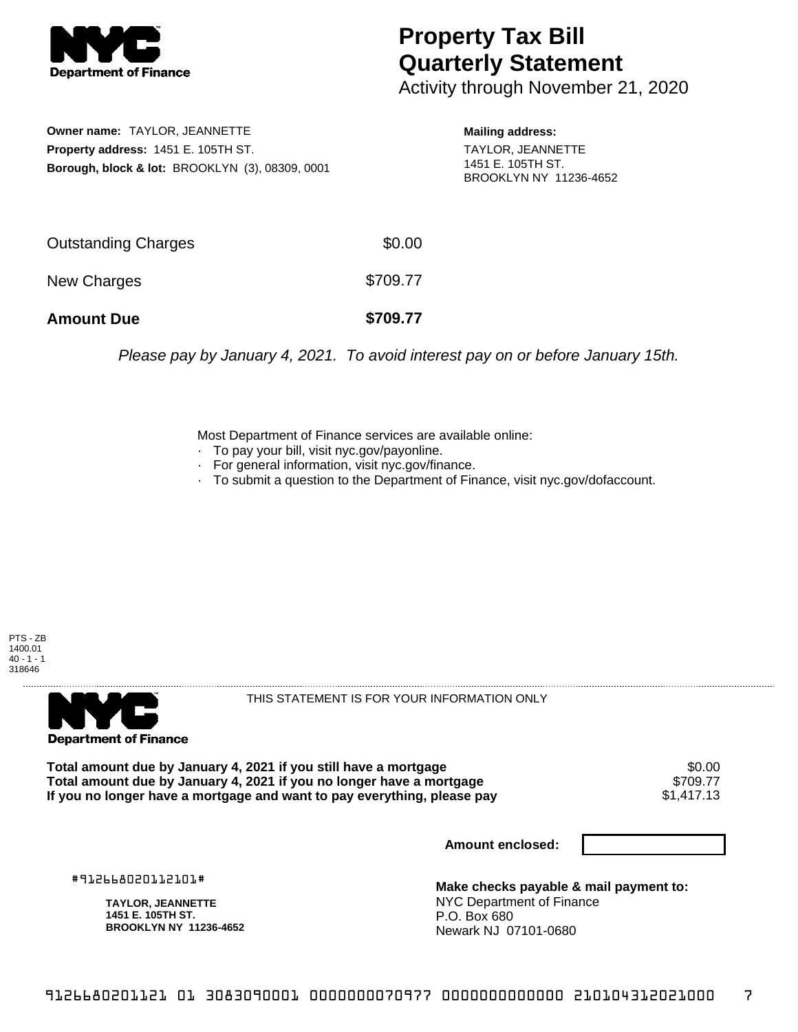# Property Tax Bill Quarterly Statement

Activity through November 21, 2020

**Owner name:** TAYLOR, JEANNETTE
**Property address:** 1451 E. 105TH ST.
**Borough, block & lot:** BROOKLYN (3), 08309, 0001

**Mailing address:**
TAYLOR, JEANNETTE
1451 E. 105TH ST.
BROOKLYN NY 11236-4652

| | |
|---|---|
| Outstanding Charges | $0.00 |
| New Charges | $709.77 |
| **Amount Due** | **$709.77** |

*Please pay by January 4, 2021. To avoid interest pay on or before January 15th.*

Most Department of Finance services are available online:
- To pay your bill, visit nyc.gov/payonline.
- For general information, visit nyc.gov/finance.
- To submit a question to the Department of Finance, visit nyc.gov/dofaccount.

PTS - ZB
1400.01
40 - 1 - 1
318646

THIS STATEMENT IS FOR YOUR INFORMATION ONLY

| | |
|---|---|
| **Total amount due by January 4, 2021 if you still have a mortgage** | $0.00 |
| **Total amount due by January 4, 2021 if you no longer have a mortgage** | $709.77 |
| **If you no longer have a mortgage and want to pay everything, please pay** | $1,417.13 |

**Amount enclosed:**

#912668020112101#

**TAYLOR, JEANNETTE**
**1451 E. 105TH ST.**
**BROOKLYN NY 11236-4652**

**Make checks payable & mail payment to:**
NYC Department of Finance
P.O. Box 680
Newark NJ 07101-0680

9126680201121 01 3083090001 0000000070977 0000000000000 210104312021000 7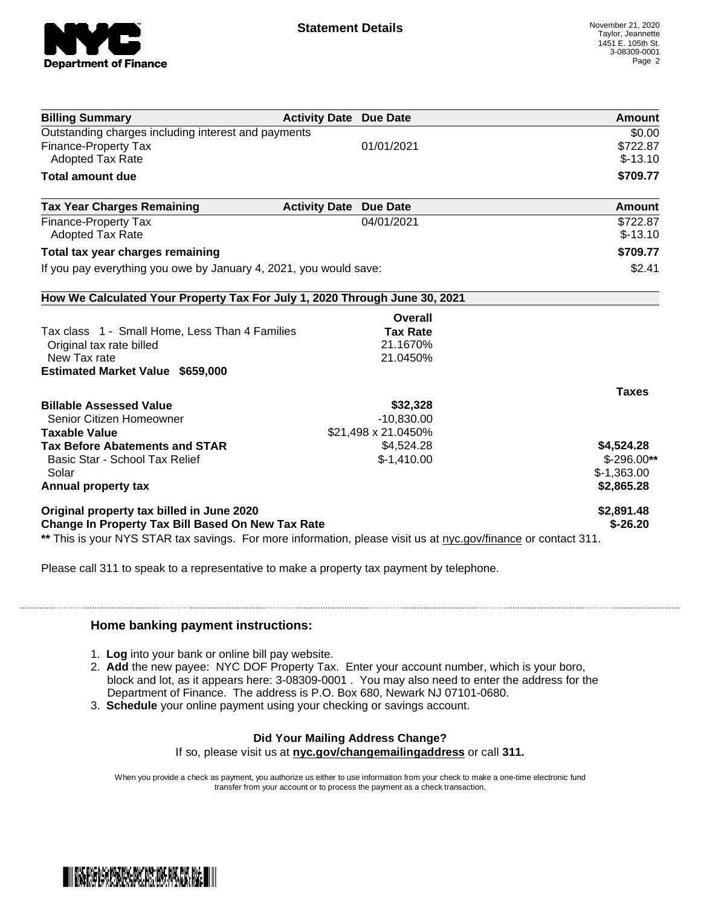**Statement Details**

November 21, 2020
Taylor, Jeannette
1451 E. 105th St.
3-08309-0001

| Billing Summary | Activity Date | Due Date | Amount |
|---|---|---|---|
| Outstanding charges including interest and payments | | | $0.00 |
| Finance-Property Tax | | 01/01/2021 | $722.87 |
| Adopted Tax Rate | | | $-13.10 |
| **Total amount due** | | | **$709.77** |

| Tax Year Charges Remaining | Activity Date | Due Date | Amount |
|---|---|---|---|
| Finance-Property Tax | | 04/01/2021 | $722.87 |
| Adopted Tax Rate | | | $-13.10 |
| **Total tax year charges remaining** | | | **$709.77** |
| If you pay everything you owe by January 4, 2021, you would save: | | | $2.41 |

**How We Calculated Your Property Tax For July 1, 2020 Through June 30, 2021**

| | Overall Tax Rate | |
|---|---|---|
| Tax class 1 - Small Home, Less Than 4 Families | | |
| Original tax rate billed | 21.1670% | |
| New Tax rate | 21.0450% | |
| **Estimated Market Value $659,000** | | |
| | | **Taxes** |
| **Billable Assessed Value** | **$32,328** | |
| Senior Citizen Homeowner | -10,830.00 | |
| **Taxable Value** | $21,498 x 21.0450% | |
| **Tax Before Abatements and STAR** | $4,524.28 | **$4,524.28** |
| Basic Star - School Tax Relief | $-1,410.00 | $-296.00** |
| Solar | | $-1,363.00 |
| **Annual property tax** | | **$2,865.28** |
| **Original property tax billed in June 2020** | | **$2,891.48** |
| **Change In Property Tax Bill Based On New Tax Rate** | | **$-26.20** |

** This is your NYS STAR tax savings. For more information, please visit us at nyc.gov/finance or contact 311.

Please call 311 to speak to a representative to make a property tax payment by telephone.

### Home banking payment instructions:

1. **Log** into your bank or online bill pay website.
2. **Add** the new payee: NYC DOF Property Tax. Enter your account number, which is your boro, block and lot, as it appears here: 3-08309-0001 . You may also need to enter the address for the Department of Finance. The address is P.O. Box 680, Newark NJ 07101-0680.
3. **Schedule** your online payment using your checking or savings account.

**Did Your Mailing Address Change?**
If so, please visit us at **nyc.gov/changemailingaddress** or call **311.**

When you provide a check as payment, you authorize us either to use information from your check to make a one-time electronic fund transfer from your account or to process the payment as a check transaction.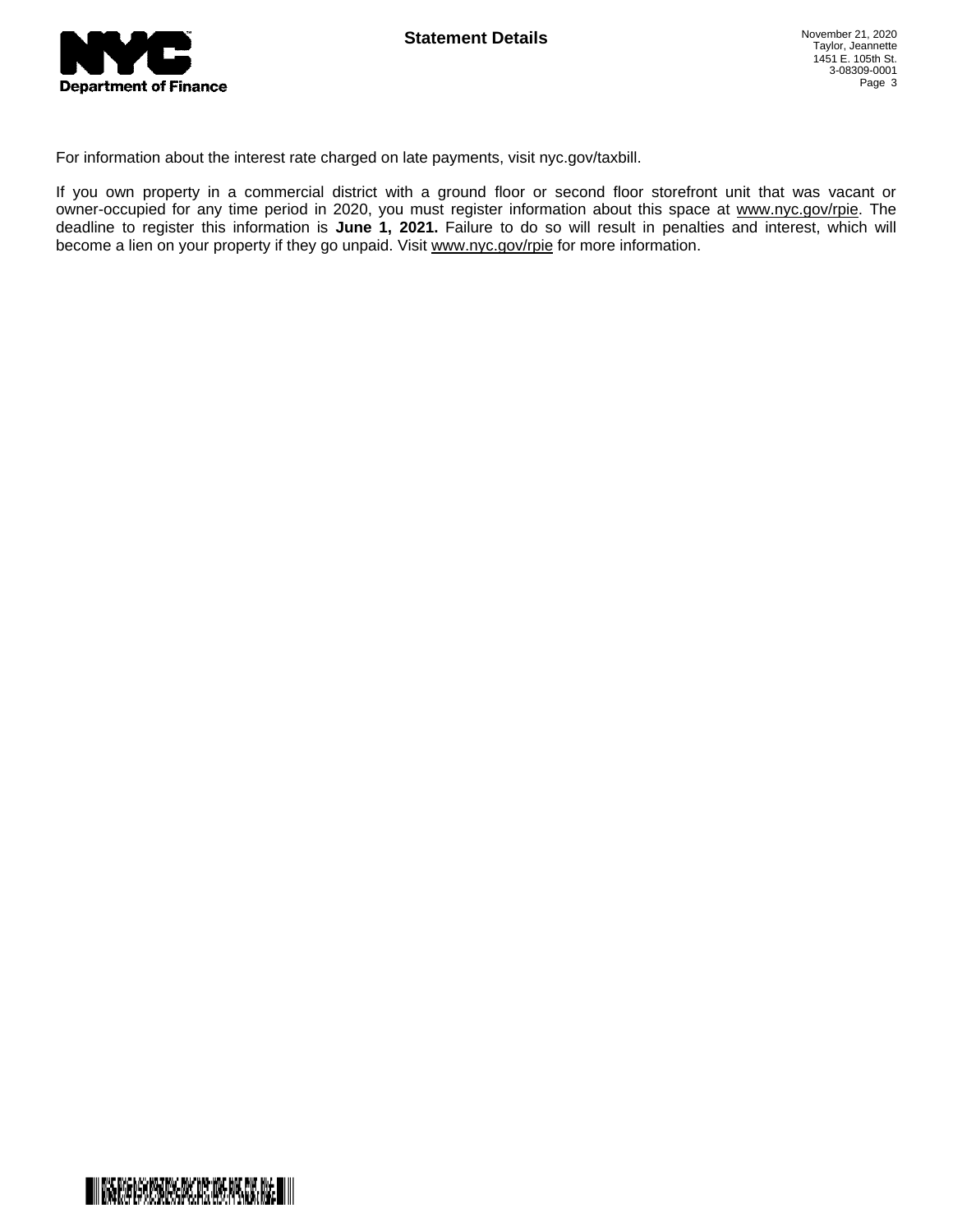For information about the interest rate charged on late payments, visit nyc.gov/taxbill.

If you own property in a commercial district with a ground floor or second floor storefront unit that was vacant or owner-occupied for any time period in 2020, you must register information about this space at www.nyc.gov/rpie. The deadline to register this information is **June 1, 2021.** Failure to do so will result in penalties and interest, which will become a lien on your property if they go unpaid. Visit www.nyc.gov/rpie for more information.